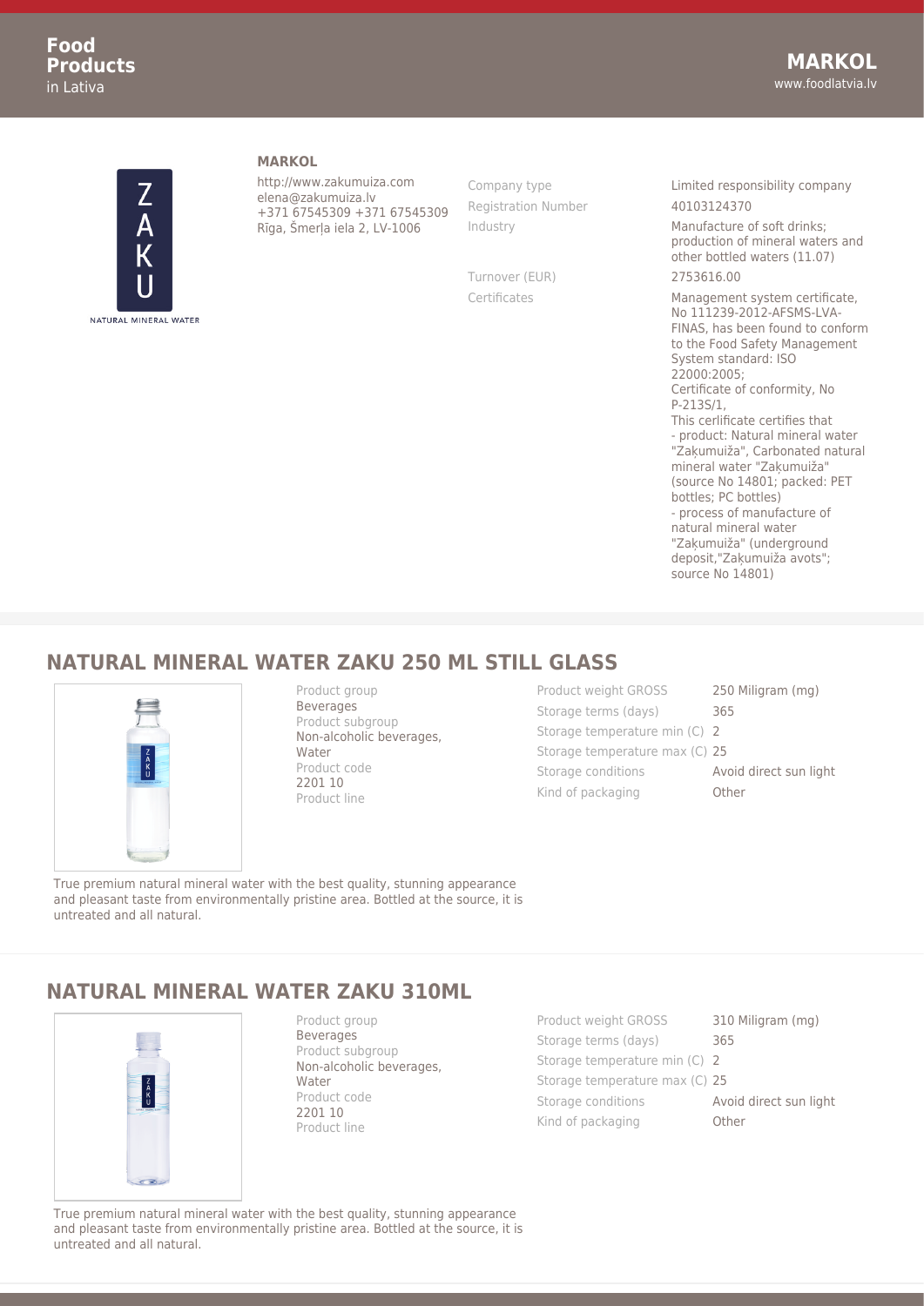## MARKOL

http://www.zakumuiza.com
elena@zakumuiza.lv
+371 67545309 +371 67545309
Rīga, Šmerļa iela 2, LV-1006

| | |
|---|---|
| Company type | Limited responsibility company |
| Registration Number | 40103124370 |
| Industry | Manufacture of soft drinks; production of mineral waters and other bottled waters (11.07) |
| Turnover (EUR) | 2753616.00 |
| Certificates | Management system certificate, No 111239-2012-AFSMS-LVA-FINAS, has been found to conform to the Food Safety Management System standard: ISO 22000:2005; Certificate of conformity, No P-213S/1, This cerlificate certifies that - product: Natural mineral water "Zaķumuiža", Carbonated natural mineral water "Zaķumuiža" (source No 14801; packed: PET bottles; PC bottles) - process of manufacture of natural mineral water "Zaķumuiža" (underground deposit,"Zaķumuiža avots"; source No 14801) |

## NATURAL MINERAL WATER ZAKU 250 ML STILL GLASS

Product group
Beverages
Product subgroup
Non-alcoholic beverages, Water
Product code
2201 10
Product line

| | |
|---|---|
| Product weight GROSS | 250 Miligram (mg) |
| Storage terms (days) | 365 |
| Storage temperature min (C) | 2 |
| Storage temperature max (C) | 25 |
| Storage conditions | Avoid direct sun light |
| Kind of packaging | Other |

True premium natural mineral water with the best quality, stunning appearance and pleasant taste from environmentally pristine area. Bottled at the source, it is untreated and all natural.

## NATURAL MINERAL WATER ZAKU 310ML

Product group
Beverages
Product subgroup
Non-alcoholic beverages, Water
Product code
2201 10
Product line

| | |
|---|---|
| Product weight GROSS | 310 Miligram (mg) |
| Storage terms (days) | 365 |
| Storage temperature min (C) | 2 |
| Storage temperature max (C) | 25 |
| Storage conditions | Avoid direct sun light |
| Kind of packaging | Other |

True premium natural mineral water with the best quality, stunning appearance and pleasant taste from environmentally pristine area. Bottled at the source, it is untreated and all natural.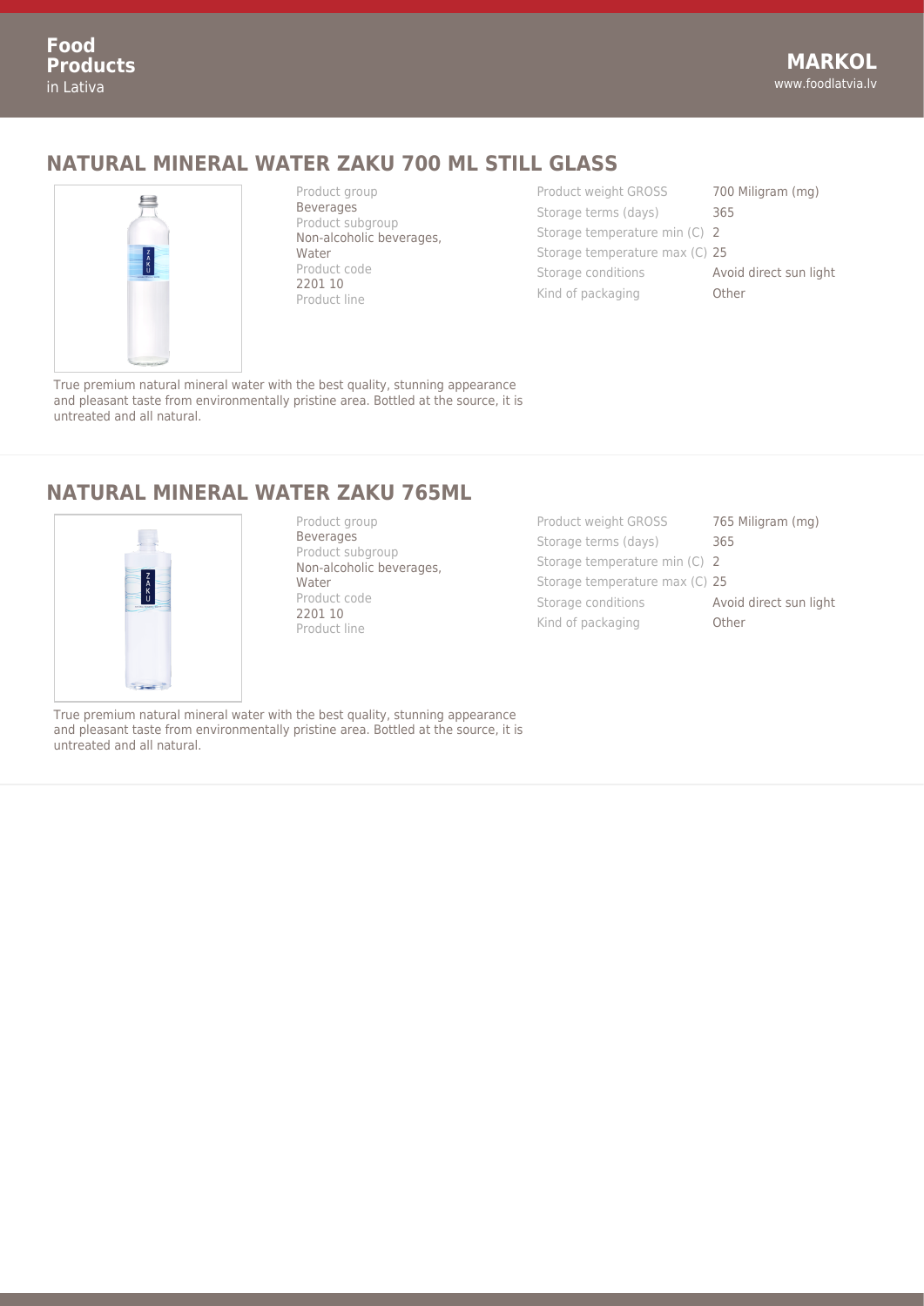## NATURAL MINERAL WATER ZAKU 700 ML STILL GLASS

Product group
Beverages
Product subgroup
Non-alcoholic beverages, Water
Product code
2201 10
Product line

| | |
|---|---|
| Product weight GROSS | 700 Miligram (mg) |
| Storage terms (days) | 365 |
| Storage temperature min (C) | 2 |
| Storage temperature max (C) | 25 |
| Storage conditions | Avoid direct sun light |
| Kind of packaging | Other |

True premium natural mineral water with the best quality, stunning appearance and pleasant taste from environmentally pristine area. Bottled at the source, it is untreated and all natural.

## NATURAL MINERAL WATER ZAKU 765ML

Product group
Beverages
Product subgroup
Non-alcoholic beverages, Water
Product code
2201 10
Product line

| | |
|---|---|
| Product weight GROSS | 765 Miligram (mg) |
| Storage terms (days) | 365 |
| Storage temperature min (C) | 2 |
| Storage temperature max (C) | 25 |
| Storage conditions | Avoid direct sun light |
| Kind of packaging | Other |

True premium natural mineral water with the best quality, stunning appearance and pleasant taste from environmentally pristine area. Bottled at the source, it is untreated and all natural.